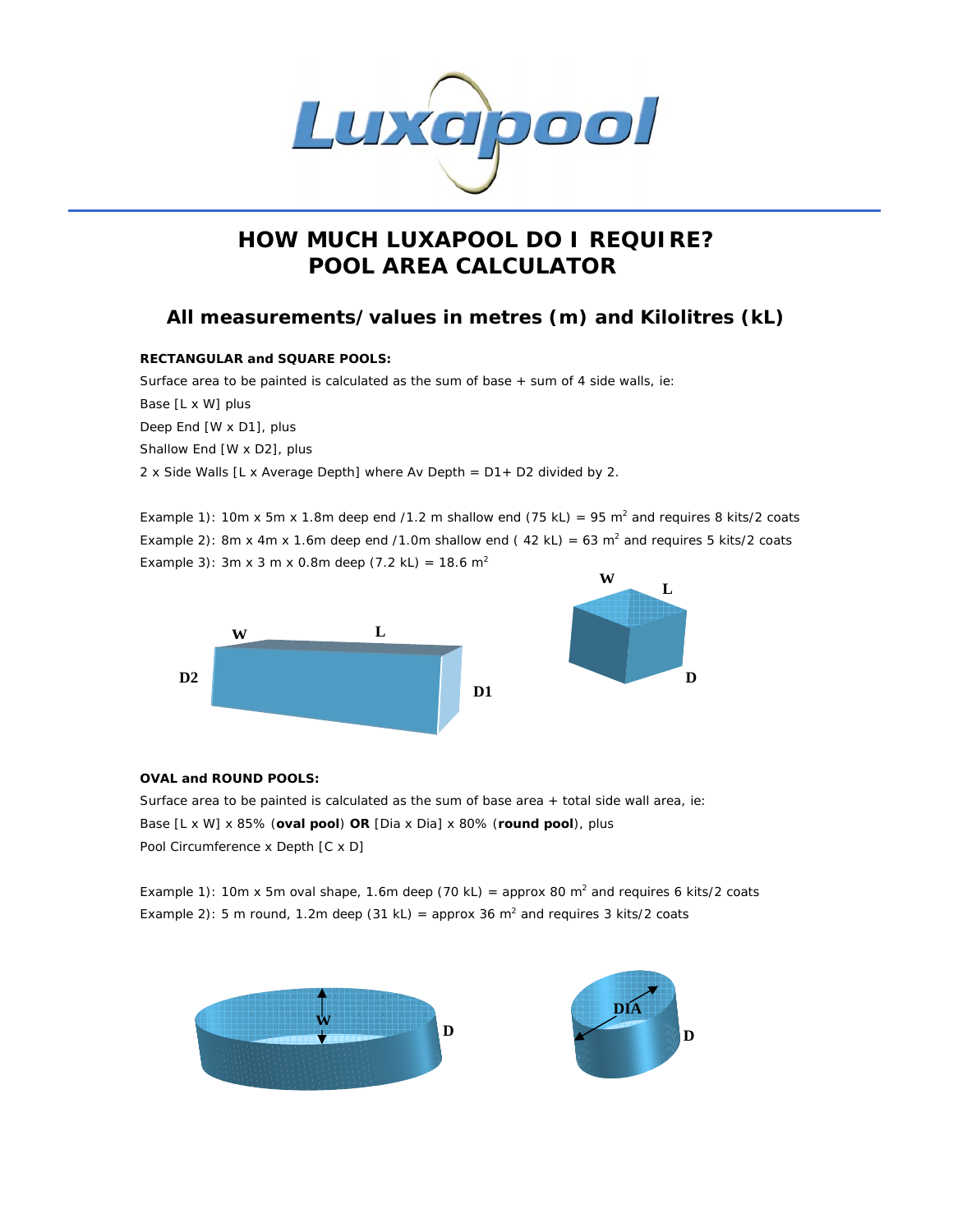# HOW MUCH LUXAPOOL DO I REQUIRE? POOL AREA CALCULATOR

## All measurements/values in metres (m) and Kilolitres (kL)

**RECTANGULAR and SQUARE POOLS:**

Surface area to be painted is calculated as the sum of base + sum of 4 side walls, ie:

Base [L x W] plus

Deep End [W x D1], plus

Shallow End [W x D2], plus

2 x Side Walls [L x Average Depth] where Av Depth = D1+ D2 divided by 2.

Example 1): 10m x 5m x 1.8m deep end /1.2 m shallow end (75 kL) = 95 $m^2$ and requires 8 kits/2 coats

Example 2): 8m x 4m x 1.6m deep end /1.0m shallow end ( 42 kL) = 63 $m^2$ and requires 5 kits/2 coats

Example 3): 3m x 3 m x 0.8m deep (7.2 kL) = 18.6 $m^2$

**OVAL and ROUND POOLS:**

Surface area to be painted is calculated as the sum of base area + total side wall area, ie:

Base [L x W] x 85% (**oval pool**) **OR** [Dia x Dia] x 80% (**round pool**), plus

Pool Circumference x Depth [C x D]

Example 1): 10m x 5m oval shape, 1.6m deep (70 kL) = approx 80 $m^2$ and requires 6 kits/2 coats

Example 2): 5 m round, 1.2m deep (31 kL) = approx 36 $m^2$ and requires 3 kits/2 coats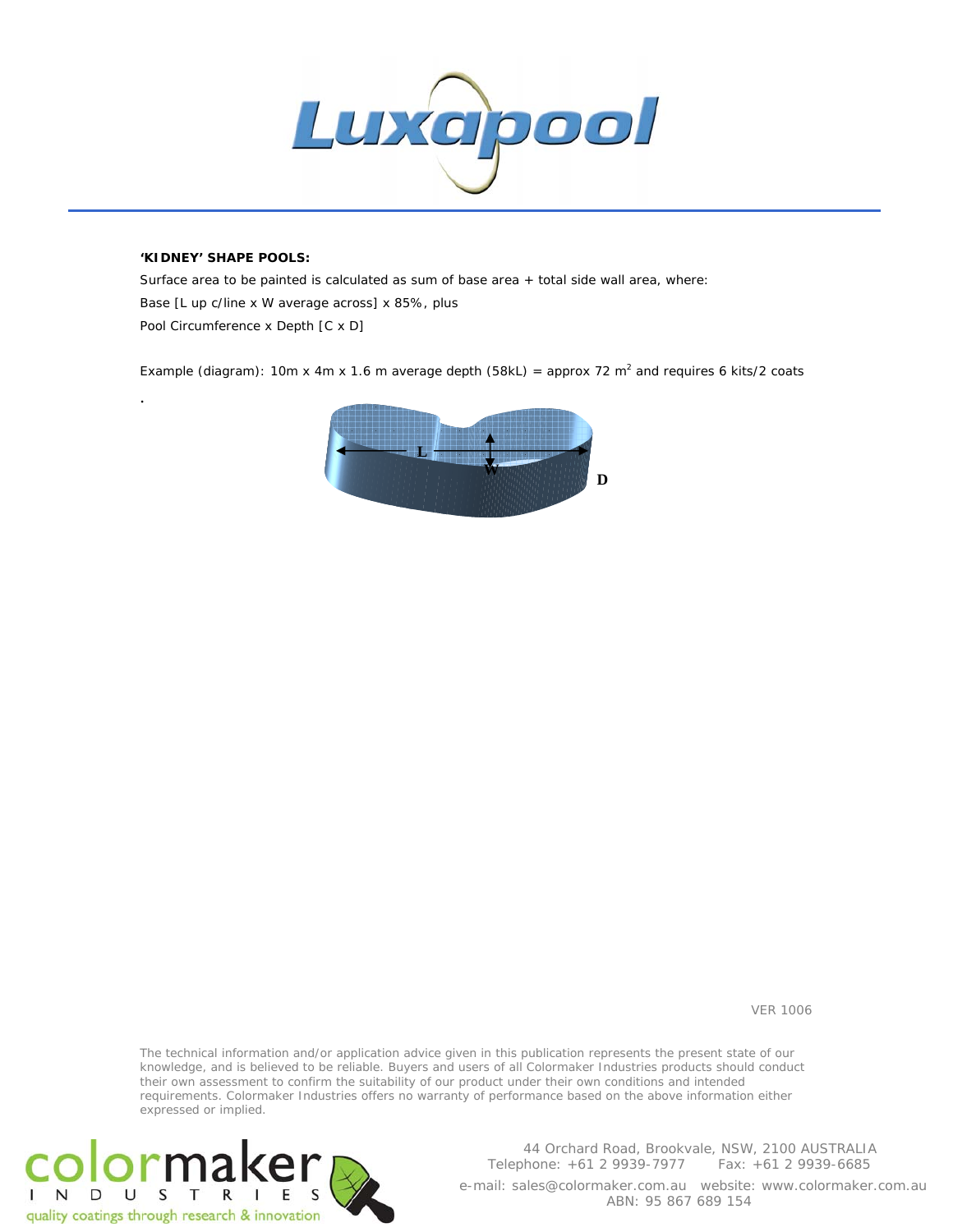**'KIDNEY' SHAPE POOLS:**

Surface area to be painted is calculated as sum of base area + total side wall area, where:

Base [L up c/line x W average across] x 85%, plus

Pool Circumference x Depth [C x D]

Example (diagram): 10m x 4m x 1.6 m average depth (58kL) = approx 72 m$^2$ and requires 6 kits/2 coats

.

L

W

D

VER 1006

The technical information and/or application advice given in this publication represents the present state of our knowledge, and is believed to be reliable. Buyers and users of all Colormaker Industries products should conduct their own assessment to confirm the suitability of our product under their own conditions and intended requirements. Colormaker Industries offers no warranty of performance based on the above information either expressed or implied.

colormaker INDUSTRIES

quality coatings through research & innovation

44 Orchard Road, Brookvale, NSW, 2100 AUSTRALIA
Telephone: +61 2 9939-7977 Fax: +61 2 9939-6685
e-mail: sales@colormaker.com.au website: www.colormaker.com.au
ABN: 95 867 689 154